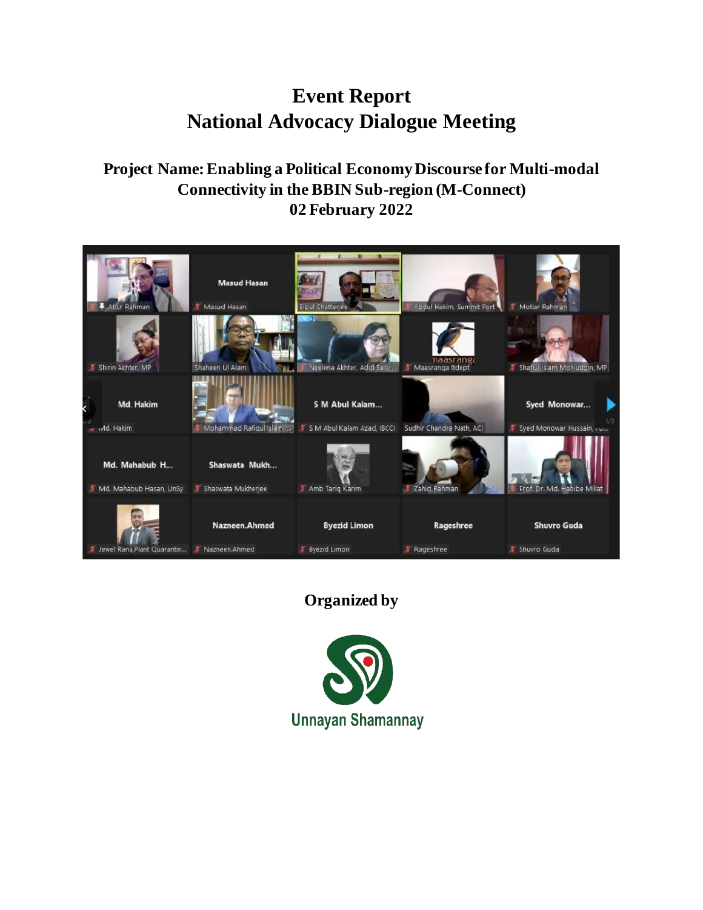# Event Report
# National Advocacy Dialogue Meeting

### Project Name: Enabling a Political Economy Discourse for Multi-modal Connectivity in the BBIN Sub-region (M-Connect)
### 02 February 2022

**Organized by**

Unnayan Shamannay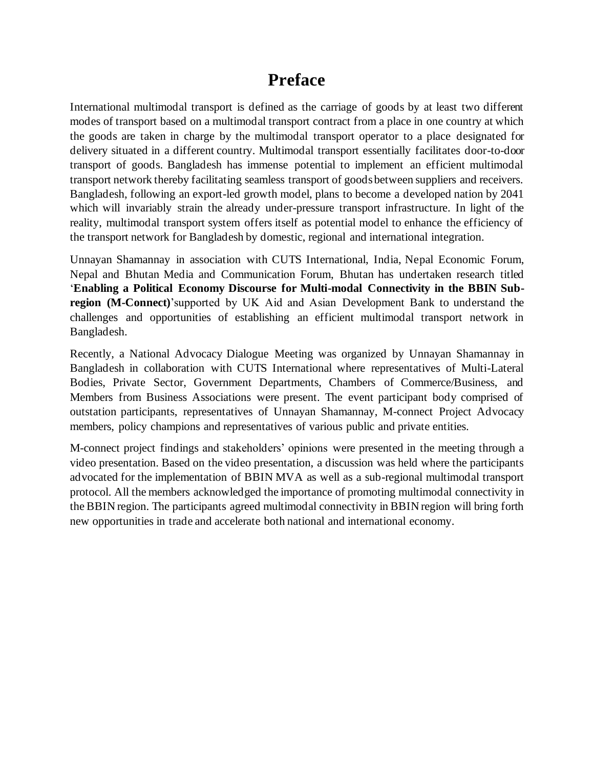# Preface

International multimodal transport is defined as the carriage of goods by at least two different modes of transport based on a multimodal transport contract from a place in one country at which the goods are taken in charge by the multimodal transport operator to a place designated for delivery situated in a different country. Multimodal transport essentially facilitates door-to-door transport of goods. Bangladesh has immense potential to implement an efficient multimodal transport network thereby facilitating seamless transport of goods between suppliers and receivers. Bangladesh, following an export-led growth model, plans to become a developed nation by 2041 which will invariably strain the already under-pressure transport infrastructure. In light of the reality, multimodal transport system offers itself as potential model to enhance the efficiency of the transport network for Bangladesh by domestic, regional and international integration.

Unnayan Shamannay in association with CUTS International, India, Nepal Economic Forum, Nepal and Bhutan Media and Communication Forum, Bhutan has undertaken research titled '**Enabling a Political Economy Discourse for Multi-modal Connectivity in the BBIN Sub-region (M-Connect)**'supported by UK Aid and Asian Development Bank to understand the challenges and opportunities of establishing an efficient multimodal transport network in Bangladesh.

Recently, a National Advocacy Dialogue Meeting was organized by Unnayan Shamannay in Bangladesh in collaboration with CUTS International where representatives of Multi-Lateral Bodies, Private Sector, Government Departments, Chambers of Commerce/Business, and Members from Business Associations were present. The event participant body comprised of outstation participants, representatives of Unnayan Shamannay, M-connect Project Advocacy members, policy champions and representatives of various public and private entities.

M-connect project findings and stakeholders' opinions were presented in the meeting through a video presentation. Based on the video presentation, a discussion was held where the participants advocated for the implementation of BBIN MVA as well as a sub-regional multimodal transport protocol. All the members acknowledged the importance of promoting multimodal connectivity in the BBIN region. The participants agreed multimodal connectivity in BBIN region will bring forth new opportunities in trade and accelerate both national and international economy.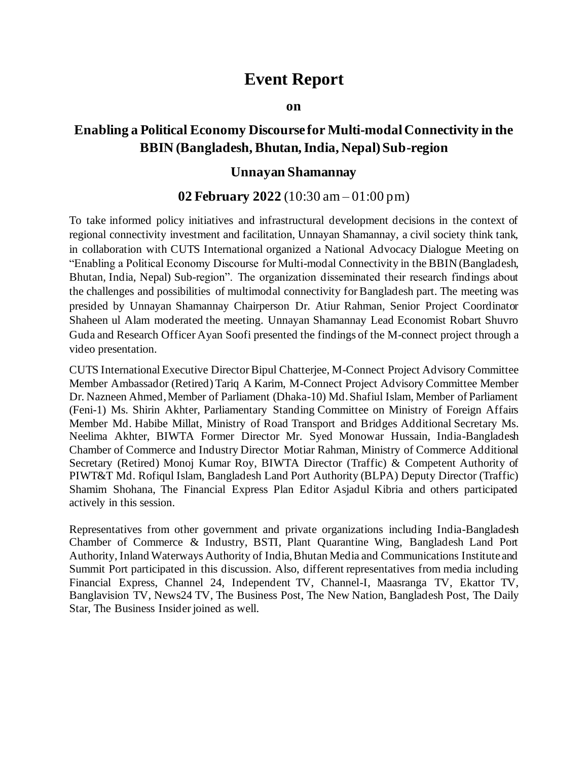# Event Report

**on**

## Enabling a Political Economy Discourse for Multi-modal Connectivity in the BBIN (Bangladesh, Bhutan, India, Nepal) Sub-region

### Unnayan Shamannay

### **02 February 2022** (10:30 am – 01:00 pm)

To take informed policy initiatives and infrastructural development decisions in the context of regional connectivity investment and facilitation, Unnayan Shamannay, a civil society think tank, in collaboration with CUTS International organized a National Advocacy Dialogue Meeting on "Enabling a Political Economy Discourse for Multi-modal Connectivity in the BBIN (Bangladesh, Bhutan, India, Nepal) Sub-region". The organization disseminated their research findings about the challenges and possibilities of multimodal connectivity for Bangladesh part. The meeting was presided by Unnayan Shamannay Chairperson Dr. Atiur Rahman, Senior Project Coordinator Shaheen ul Alam moderated the meeting. Unnayan Shamannay Lead Economist Robart Shuvro Guda and Research Officer Ayan Soofi presented the findings of the M-connect project through a video presentation.

CUTS International Executive Director Bipul Chatterjee, M-Connect Project Advisory Committee Member Ambassador (Retired) Tariq A Karim, M-Connect Project Advisory Committee Member Dr. Nazneen Ahmed, Member of Parliament (Dhaka-10) Md. Shafiul Islam, Member of Parliament (Feni-1) Ms. Shirin Akhter, Parliamentary Standing Committee on Ministry of Foreign Affairs Member Md. Habibe Millat, Ministry of Road Transport and Bridges Additional Secretary Ms. Neelima Akhter, BIWTA Former Director Mr. Syed Monowar Hussain, India-Bangladesh Chamber of Commerce and Industry Director Motiar Rahman, Ministry of Commerce Additional Secretary (Retired) Monoj Kumar Roy, BIWTA Director (Traffic) & Competent Authority of PIWT&T Md. Rofiqul Islam, Bangladesh Land Port Authority (BLPA) Deputy Director (Traffic) Shamim Shohana, The Financial Express Plan Editor Asjadul Kibria and others participated actively in this session.

Representatives from other government and private organizations including India-Bangladesh Chamber of Commerce & Industry, BSTI, Plant Quarantine Wing, Bangladesh Land Port Authority, Inland Waterways Authority of India, Bhutan Media and Communications Institute and Summit Port participated in this discussion. Also, different representatives from media including Financial Express, Channel 24, Independent TV, Channel-I, Maasranga TV, Ekattor TV, Banglavision TV, News24 TV, The Business Post, The New Nation, Bangladesh Post, The Daily Star, The Business Insider joined as well.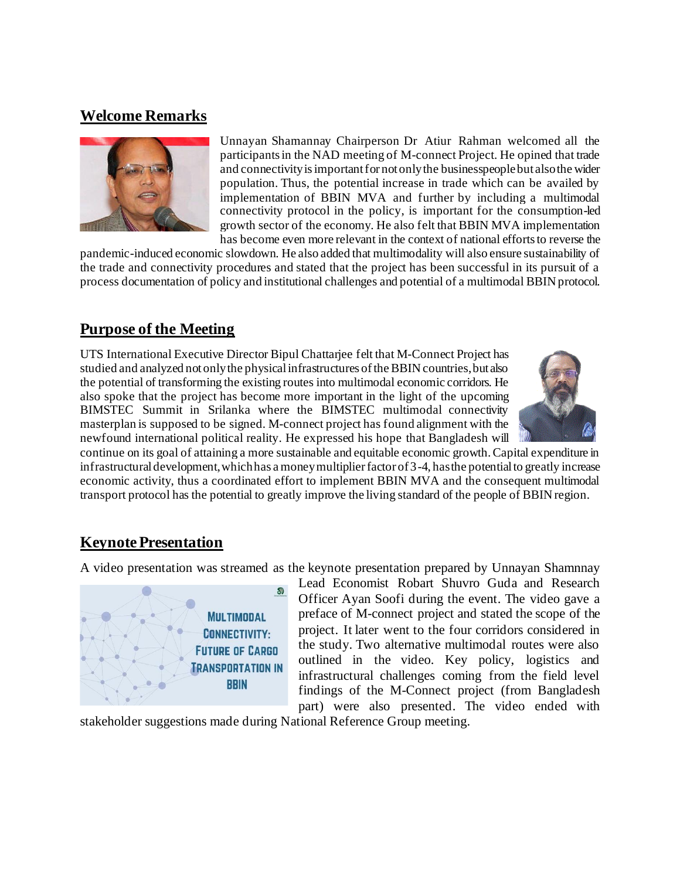## Welcome Remarks

Unnayan Shamannay Chairperson Dr Atiur Rahman welcomed all the participants in the NAD meeting of M-connect Project. He opined that trade and connectivity is important for not only the businesspeople but also the wider population. Thus, the potential increase in trade which can be availed by implementation of BBIN MVA and further by including a multimodal connectivity protocol in the policy, is important for the consumption-led growth sector of the economy. He also felt that BBIN MVA implementation has become even more relevant in the context of national efforts to reverse the pandemic-induced economic slowdown. He also added that multimodality will also ensure sustainability of the trade and connectivity procedures and stated that the project has been successful in its pursuit of a process documentation of policy and institutional challenges and potential of a multimodal BBIN protocol.

## Purpose of the Meeting

UTS International Executive Director Bipul Chattarjee felt that M-Connect Project has studied and analyzed not only the physical infrastructures of the BBIN countries, but also the potential of transforming the existing routes into multimodal economic corridors. He also spoke that the project has become more important in the light of the upcoming BIMSTEC Summit in Srilanka where the BIMSTEC multimodal connectivity masterplan is supposed to be signed. M-connect project has found alignment with the newfound international political reality. He expressed his hope that Bangladesh will continue on its goal of attaining a more sustainable and equitable economic growth. Capital expenditure in infrastructural development, which has a money multiplier factor of 3-4, has the potential to greatly increase economic activity, thus a coordinated effort to implement BBIN MVA and the consequent multimodal transport protocol has the potential to greatly improve the living standard of the people of BBIN region.

## Keynote Presentation

A video presentation was streamed as the keynote presentation prepared by Unnayan Shamnnay Lead Economist Robart Shuvro Guda and Research Officer Ayan Soofi during the event. The video gave a preface of M-connect project and stated the scope of the project. It later went to the four corridors considered in the study. Two alternative multimodal routes were also outlined in the video. Key policy, logistics and infrastructural challenges coming from the field level findings of the M-Connect project (from Bangladesh part) were also presented. The video ended with stakeholder suggestions made during National Reference Group meeting.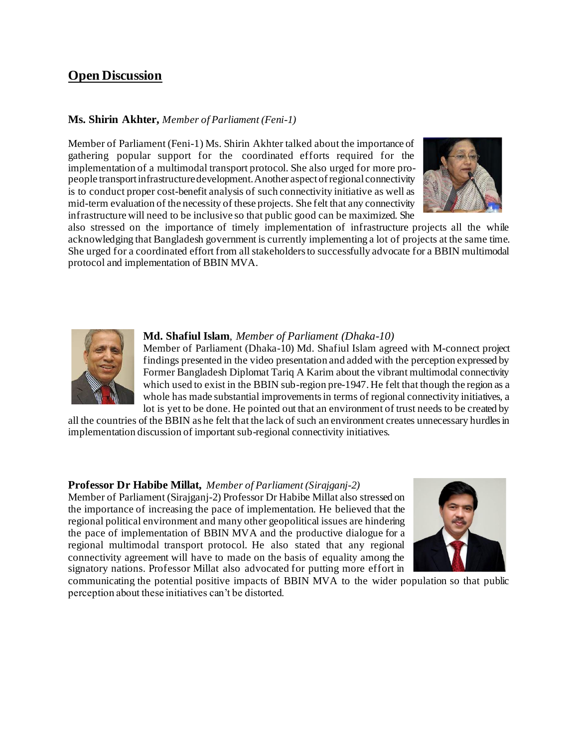## Open Discussion

**Ms. Shirin Akhter,** *Member of Parliament (Feni-1)*

Member of Parliament (Feni-1) Ms. Shirin Akhter talked about the importance of gathering popular support for the coordinated efforts required for the implementation of a multimodal transport protocol. She also urged for more pro-people transport infrastructure development. Another aspect of regional connectivity is to conduct proper cost-benefit analysis of such connectivity initiative as well as mid-term evaluation of the necessity of these projects. She felt that any connectivity infrastructure will need to be inclusive so that public good can be maximized. She also stressed on the importance of timely implementation of infrastructure projects all the while acknowledging that Bangladesh government is currently implementing a lot of projects at the same time. She urged for a coordinated effort from all stakeholders to successfully advocate for a BBIN multimodal protocol and implementation of BBIN MVA.

**Md. Shafiul Islam**, *Member of Parliament (Dhaka-10)*

Member of Parliament (Dhaka-10) Md. Shafiul Islam agreed with M-connect project findings presented in the video presentation and added with the perception expressed by Former Bangladesh Diplomat Tariq A Karim about the vibrant multimodal connectivity which used to exist in the BBIN sub-region pre-1947. He felt that though the region as a whole has made substantial improvements in terms of regional connectivity initiatives, a lot is yet to be done. He pointed out that an environment of trust needs to be created by all the countries of the BBIN as he felt that the lack of such an environment creates unnecessary hurdles in implementation discussion of important sub-regional connectivity initiatives.

**Professor Dr Habibe Millat,** *Member of Parliament (Sirajganj-2)*

Member of Parliament (Sirajganj-2) Professor Dr Habibe Millat also stressed on the importance of increasing the pace of implementation. He believed that the regional political environment and many other geopolitical issues are hindering the pace of implementation of BBIN MVA and the productive dialogue for a regional multimodal transport protocol. He also stated that any regional connectivity agreement will have to made on the basis of equality among the signatory nations. Professor Millat also advocated for putting more effort in communicating the potential positive impacts of BBIN MVA to the wider population so that public perception about these initiatives can't be distorted.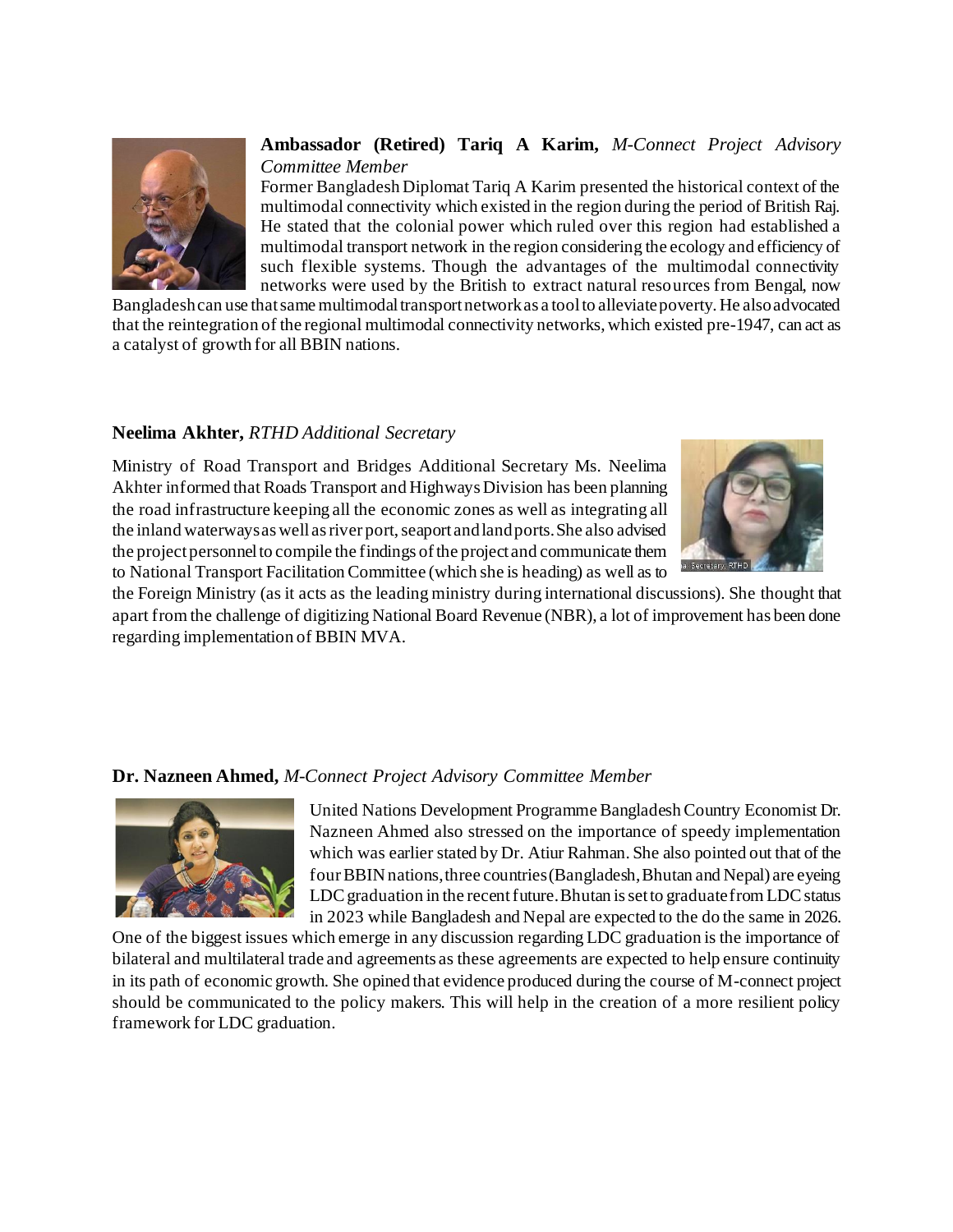**Ambassador (Retired) Tariq A Karim,** *M-Connect Project Advisory Committee Member*

Former Bangladesh Diplomat Tariq A Karim presented the historical context of the multimodal connectivity which existed in the region during the period of British Raj. He stated that the colonial power which ruled over this region had established a multimodal transport network in the region considering the ecology and efficiency of such flexible systems. Though the advantages of the multimodal connectivity networks were used by the British to extract natural resources from Bengal, now Bangladesh can use that same multimodal transport network as a tool to alleviate poverty. He also advocated that the reintegration of the regional multimodal connectivity networks, which existed pre-1947, can act as a catalyst of growth for all BBIN nations.

**Neelima Akhter,** *RTHD Additional Secretary*

Ministry of Road Transport and Bridges Additional Secretary Ms. Neelima Akhter informed that Roads Transport and Highways Division has been planning the road infrastructure keeping all the economic zones as well as integrating all the inland waterways as well as river port, seaport and land ports. She also advised the project personnel to compile the findings of the project and communicate them to National Transport Facilitation Committee (which she is heading) as well as to the Foreign Ministry (as it acts as the leading ministry during international discussions). She thought that apart from the challenge of digitizing National Board Revenue (NBR), a lot of improvement has been done regarding implementation of BBIN MVA.

**Dr. Nazneen Ahmed,** *M-Connect Project Advisory Committee Member*

United Nations Development Programme Bangladesh Country Economist Dr. Nazneen Ahmed also stressed on the importance of speedy implementation which was earlier stated by Dr. Atiur Rahman. She also pointed out that of the four BBIN nations, three countries (Bangladesh, Bhutan and Nepal) are eyeing LDC graduation in the recent future. Bhutan is set to graduate from LDC status in 2023 while Bangladesh and Nepal are expected to the do the same in 2026. One of the biggest issues which emerge in any discussion regarding LDC graduation is the importance of bilateral and multilateral trade and agreements as these agreements are expected to help ensure continuity in its path of economic growth. She opined that evidence produced during the course of M-connect project should be communicated to the policy makers. This will help in the creation of a more resilient policy framework for LDC graduation.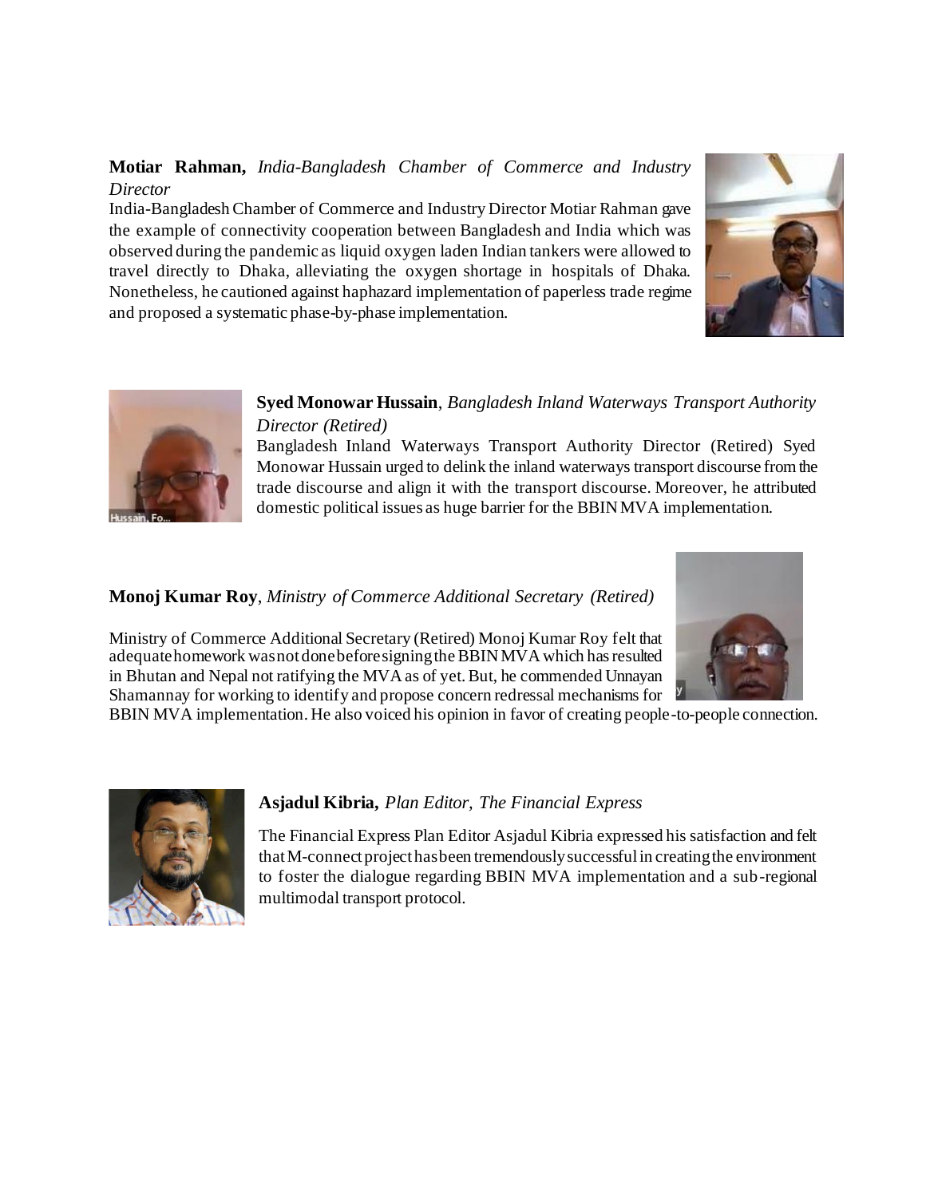**Motiar Rahman,** *India-Bangladesh Chamber of Commerce and Industry Director*

India-Bangladesh Chamber of Commerce and Industry Director Motiar Rahman gave the example of connectivity cooperation between Bangladesh and India which was observed during the pandemic as liquid oxygen laden Indian tankers were allowed to travel directly to Dhaka, alleviating the oxygen shortage in hospitals of Dhaka. Nonetheless, he cautioned against haphazard implementation of paperless trade regime and proposed a systematic phase-by-phase implementation.

**Syed Monowar Hussain**, *Bangladesh Inland Waterways Transport Authority Director (Retired)*

Bangladesh Inland Waterways Transport Authority Director (Retired) Syed Monowar Hussain urged to delink the inland waterways transport discourse from the trade discourse and align it with the transport discourse. Moreover, he attributed domestic political issues as huge barrier for the BBIN MVA implementation.

**Monoj Kumar Roy**, *Ministry of Commerce Additional Secretary (Retired)*

Ministry of Commerce Additional Secretary (Retired) Monoj Kumar Roy felt that adequate homework was not done before signing the BBIN MVA which has resulted in Bhutan and Nepal not ratifying the MVA as of yet. But, he commended Unnayan Shamannay for working to identify and propose concern redressal mechanisms for BBIN MVA implementation. He also voiced his opinion in favor of creating people-to-people connection.

**Asjadul Kibria,** *Plan Editor, The Financial Express*

The Financial Express Plan Editor Asjadul Kibria expressed his satisfaction and felt that M-connect project has been tremendously successful in creating the environment to foster the dialogue regarding BBIN MVA implementation and a sub-regional multimodal transport protocol.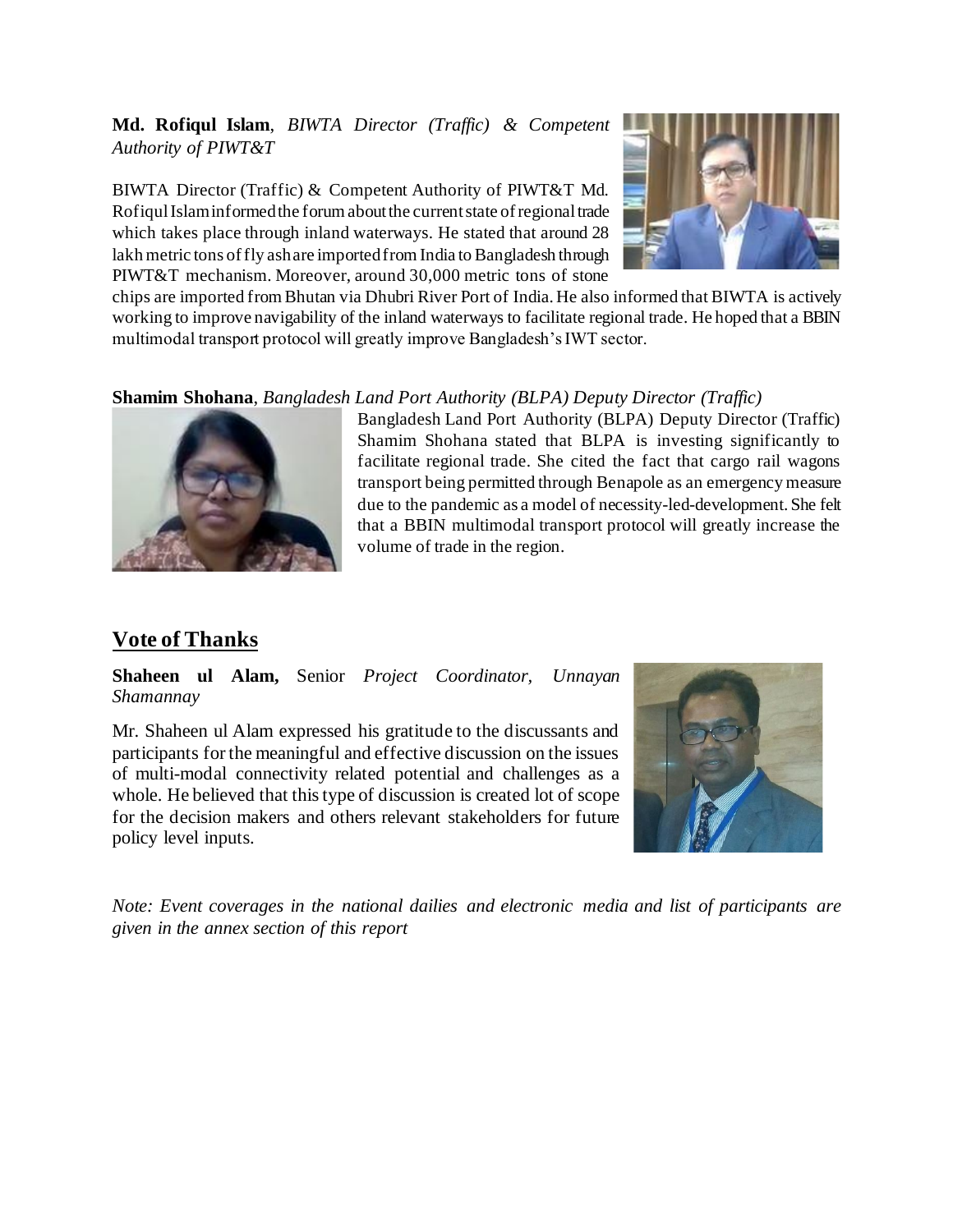**Md. Rofiqul Islam**, *BIWTA Director (Traffic) & Competent Authority of PIWT&T*

BIWTA Director (Traffic) & Competent Authority of PIWT&T Md. Rofiqul Islam informed the forum about the current state of regional trade which takes place through inland waterways. He stated that around 28 lakh metric tons of fly ash are imported from India to Bangladesh through PIWT&T mechanism. Moreover, around 30,000 metric tons of stone chips are imported from Bhutan via Dhubri River Port of India. He also informed that BIWTA is actively working to improve navigability of the inland waterways to facilitate regional trade. He hoped that a BBIN multimodal transport protocol will greatly improve Bangladesh's IWT sector.

**Shamim Shohana**, *Bangladesh Land Port Authority (BLPA) Deputy Director (Traffic)*

Bangladesh Land Port Authority (BLPA) Deputy Director (Traffic) Shamim Shohana stated that BLPA is investing significantly to facilitate regional trade. She cited the fact that cargo rail wagons transport being permitted through Benapole as an emergency measure due to the pandemic as a model of necessity-led-development. She felt that a BBIN multimodal transport protocol will greatly increase the volume of trade in the region.

## Vote of Thanks

**Shaheen ul Alam,** Senior *Project Coordinator, Unnayan Shamannay*

Mr. Shaheen ul Alam expressed his gratitude to the discussants and participants for the meaningful and effective discussion on the issues of multi-modal connectivity related potential and challenges as a whole. He believed that this type of discussion is created lot of scope for the decision makers and others relevant stakeholders for future policy level inputs.

*Note: Event coverages in the national dailies and electronic media and list of participants are given in the annex section of this report*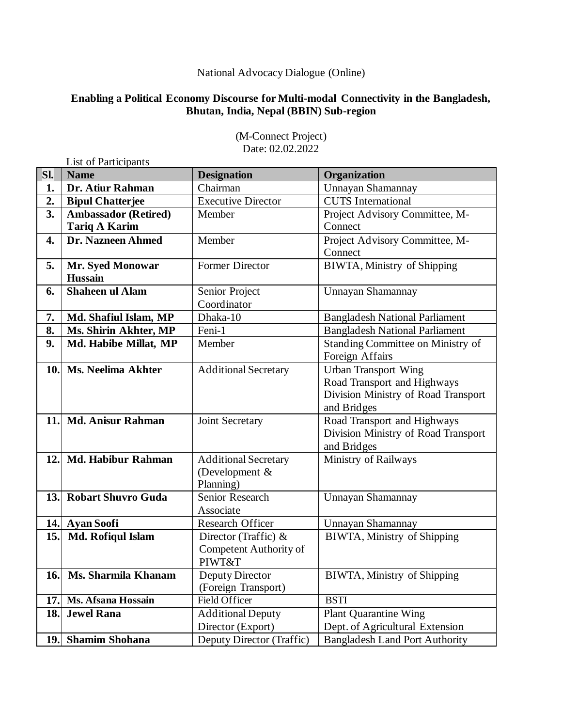National Advocacy Dialogue (Online)

**Enabling a Political Economy Discourse for Multi-modal Connectivity in the Bangladesh, Bhutan, India, Nepal (BBIN) Sub-region**

(M-Connect Project)
Date: 02.02.2022

List of Participants

| Sl. | Name | Designation | Organization |
|---|---|---|---|
| **1.** | **Dr. Atiur Rahman** | Chairman | Unnayan Shamannay |
| **2.** | **Bipul Chatterjee** | Executive Director | CUTS International |
| **3.** | **Ambassador (Retired) Tariq A Karim** | Member | Project Advisory Committee, M-Connect |
| **4.** | **Dr. Nazneen Ahmed** | Member | Project Advisory Committee, M-Connect |
| **5.** | **Mr. Syed Monowar Hussain** | Former Director | BIWTA, Ministry of Shipping |
| **6.** | **Shaheen ul Alam** | Senior Project Coordinator | Unnayan Shamannay |
| **7.** | **Md. Shafiul Islam, MP** | Dhaka-10 | Bangladesh National Parliament |
| **8.** | **Ms. Shirin Akhter, MP** | Feni-1 | Bangladesh National Parliament |
| **9.** | **Md. Habibe Millat, MP** | Member | Standing Committee on Ministry of Foreign Affairs |
| **10.** | **Ms. Neelima Akhter** | Additional Secretary | Urban Transport Wing Road Transport and Highways Division Ministry of Road Transport and Bridges |
| **11.** | **Md. Anisur Rahman** | Joint Secretary | Road Transport and Highways Division Ministry of Road Transport and Bridges |
| **12.** | **Md. Habibur Rahman** | Additional Secretary (Development & Planning) | Ministry of Railways |
| **13.** | **Robart Shuvro Guda** | Senior Research Associate | Unnayan Shamannay |
| **14.** | **Ayan Soofi** | Research Officer | Unnayan Shamannay |
| **15.** | **Md. Rofiqul Islam** | Director (Traffic) & Competent Authority of PIWT&T | BIWTA, Ministry of Shipping |
| **16.** | **Ms. Sharmila Khanam** | Deputy Director (Foreign Transport) | BIWTA, Ministry of Shipping |
| **17.** | **Ms. Afsana Hossain** | Field Officer | BSTI |
| **18.** | **Jewel Rana** | Additional Deputy Director (Export) | Plant Quarantine Wing Dept. of Agricultural Extension |
| **19.** | **Shamim Shohana** | Deputy Director (Traffic) | Bangladesh Land Port Authority |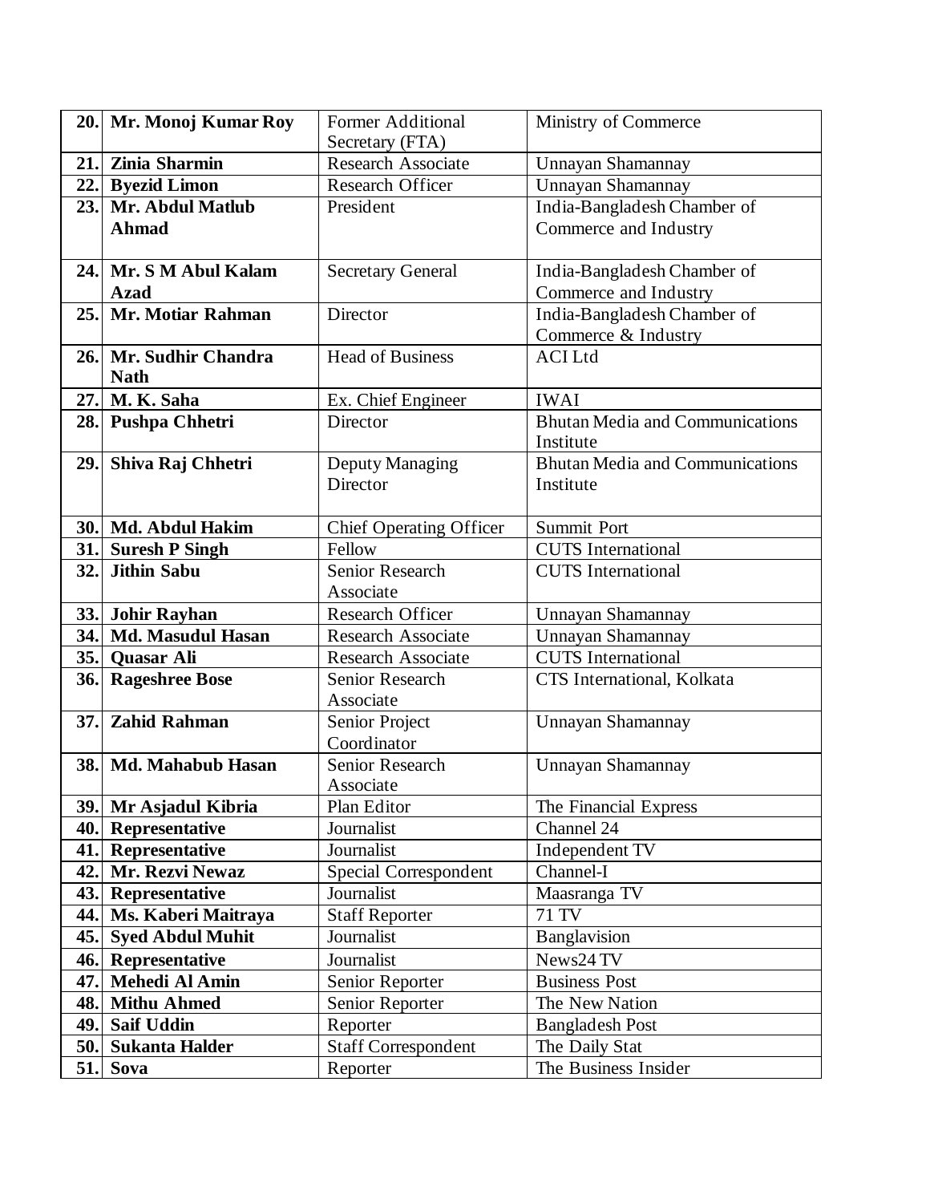| | | | |
|---|---|---|---|
| **20.** | **Mr. Monoj Kumar Roy** | Former Additional Secretary (FTA) | Ministry of Commerce |
| **21.** | **Zinia Sharmin** | Research Associate | Unnayan Shamannay |
| **22.** | **Byezid Limon** | Research Officer | Unnayan Shamannay |
| **23.** | **Mr. Abdul Matlub Ahmad** | President | India-Bangladesh Chamber of Commerce and Industry |
| **24.** | **Mr. S M Abul Kalam Azad** | Secretary General | India-Bangladesh Chamber of Commerce and Industry |
| **25.** | **Mr. Motiar Rahman** | Director | India-Bangladesh Chamber of Commerce & Industry |
| **26.** | **Mr. Sudhir Chandra Nath** | Head of Business | ACI Ltd |
| **27.** | **M. K. Saha** | Ex. Chief Engineer | IWAI |
| **28.** | **Pushpa Chhetri** | Director | Bhutan Media and Communications Institute |
| **29.** | **Shiva Raj Chhetri** | Deputy Managing Director | Bhutan Media and Communications Institute |
| **30.** | **Md. Abdul Hakim** | Chief Operating Officer | Summit Port |
| **31.** | **Suresh P Singh** | Fellow | CUTS International |
| **32.** | **Jithin Sabu** | Senior Research Associate | CUTS International |
| **33.** | **Johir Rayhan** | Research Officer | Unnayan Shamannay |
| **34.** | **Md. Masudul Hasan** | Research Associate | Unnayan Shamannay |
| **35.** | **Quasar Ali** | Research Associate | CUTS International |
| **36.** | **Rageshree Bose** | Senior Research Associate | CTS International, Kolkata |
| **37.** | **Zahid Rahman** | Senior Project Coordinator | Unnayan Shamannay |
| **38.** | **Md. Mahabub Hasan** | Senior Research Associate | Unnayan Shamannay |
| **39.** | **Mr Asjadul Kibria** | Plan Editor | The Financial Express |
| **40.** | **Representative** | Journalist | Channel 24 |
| **41.** | **Representative** | Journalist | Independent TV |
| **42.** | **Mr. Rezvi Newaz** | Special Correspondent | Channel-I |
| **43.** | **Representative** | Journalist | Maasranga TV |
| **44.** | **Ms. Kaberi Maitraya** | Staff Reporter | 71 TV |
| **45.** | **Syed Abdul Muhit** | Journalist | Banglavision |
| **46.** | **Representative** | Journalist | News24 TV |
| **47.** | **Mehedi Al Amin** | Senior Reporter | Business Post |
| **48.** | **Mithu Ahmed** | Senior Reporter | The New Nation |
| **49.** | **Saif Uddin** | Reporter | Bangladesh Post |
| **50.** | **Sukanta Halder** | Staff Correspondent | The Daily Stat |
| **51.** | **Sova** | Reporter | The Business Insider |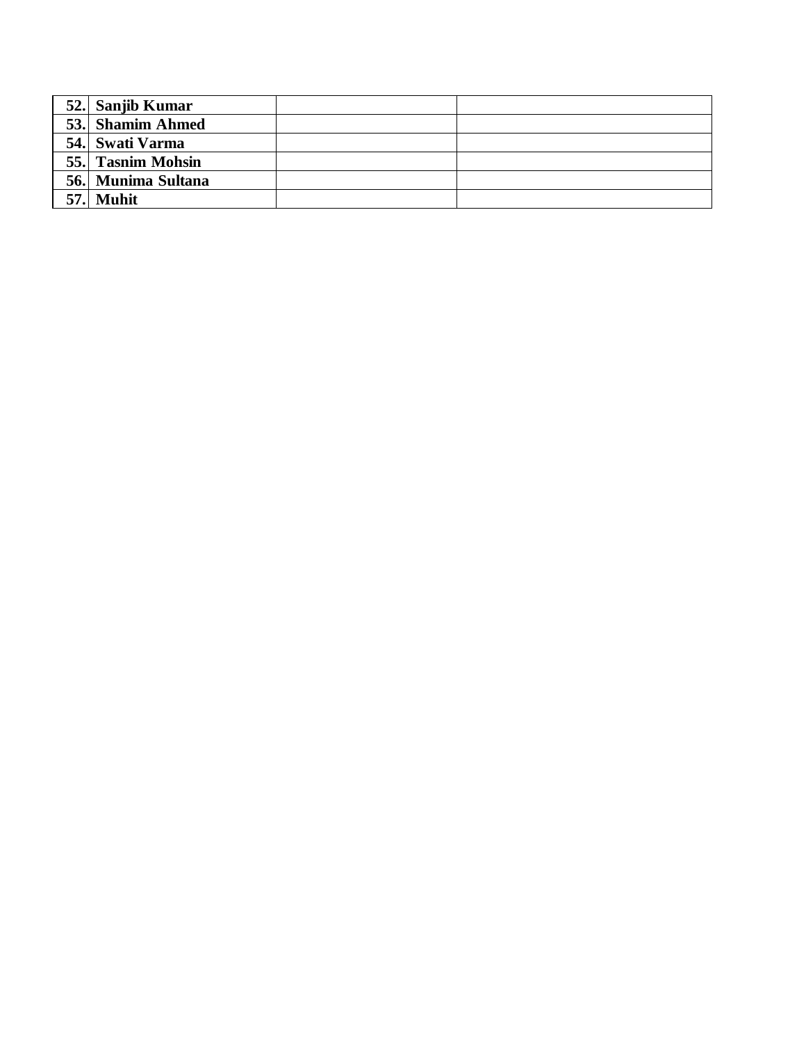| | | | |
|---|---|---|---|
| **52.** | **Sanjib Kumar** | | |
| **53.** | **Shamim Ahmed** | | |
| **54.** | **Swati Varma** | | |
| **55.** | **Tasnim Mohsin** | | |
| **56.** | **Munima Sultana** | | |
| **57.** | **Muhit** | | |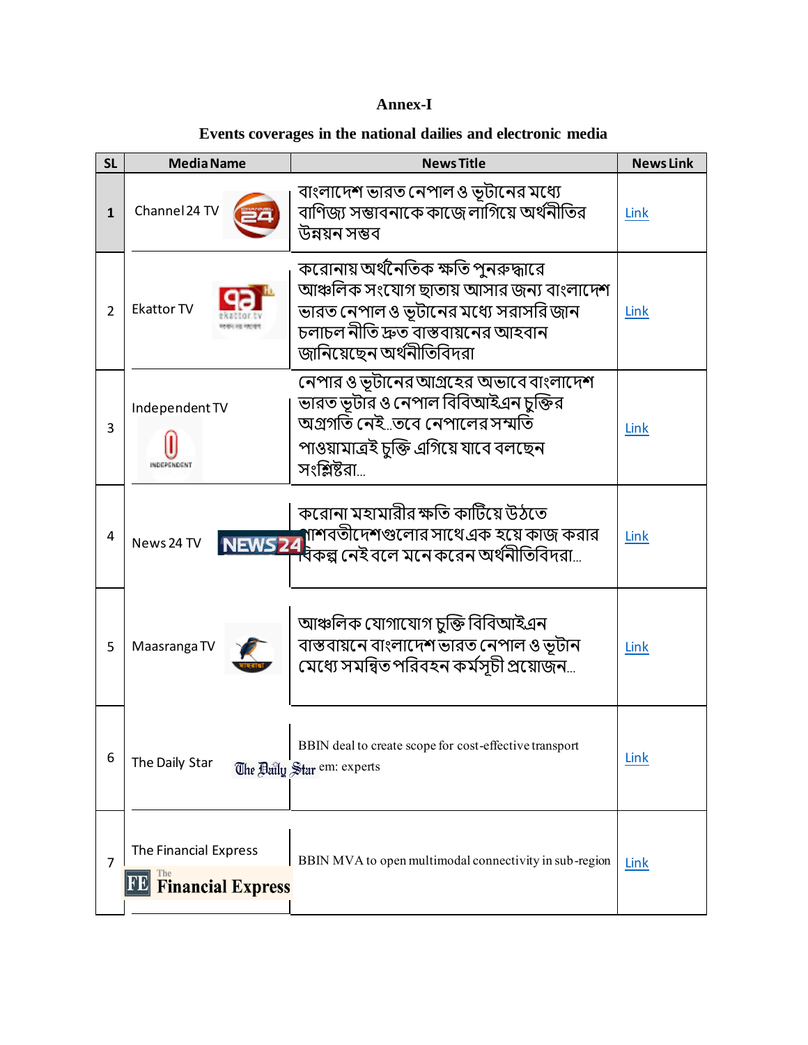**Annex-I**

**Events coverages in the national dailies and electronic media**

| SL | Media Name | News Title | News Link |
|---|---|---|---|
| 1 | Channel 24 TV | বাংলাদেশ ভারত নেপাল ও ভুটানের মধ্যে বাণিজ্য সম্ভাবনাকে কাজে লাগিয়ে অর্থনীতির উন্নয়ন সম্ভব | Link |
| 2 | Ekattor TV | করোনায় অর্থনৈতিক ক্ষতি পুনরুদ্ধারে আঞ্চলিক সংযোগ ছাতায় আসার জন্য বাংলাদেশ ভারত নেপাল ও ভুটানের মধ্যে সরাসরি জান চলাচল নীতি দ্রুত বাস্তবায়নের আহবান জানিয়েছেন অর্থনীতিবিদরা | Link |
| 3 | Independent TV | নেপার ও ভূটানের আগ্রহের অভাবে বাংলাদেশ ভারত ভূটার ও নেপাল বিবিআইএন চুক্তির অগ্রগতি নেই...তবে নেপালের সম্মতি পাওয়ামাত্রই চুক্তি এগিয়ে যাবে বলছেন সংশ্লিষ্টরা... | Link |
| 4 | News 24 TV | করোনা মহামারীর ক্ষতি কাটিয়ে উঠতে পাশবতীদেশগুলোর সাথে এক হয়ে কাজ করার বিকল্প নেই বলে মনে করেন অর্থনীতিবিদরা... | Link |
| 5 | Maasranga TV | আঞ্চলিক যোগাযোগ চুক্তি বিবিআইএন বাস্তবায়নে বাংলাদেশ ভারত নেপাল ও ভূটান মেধ্যে সমন্বিত পরিবহন কর্মসূচী প্রয়োজন... | Link |
| 6 | The Daily Star | BBIN deal to create scope for cost-effective transport system: experts | Link |
| 7 | The Financial Express | BBIN MVA to open multimodal connectivity in sub-region | Link |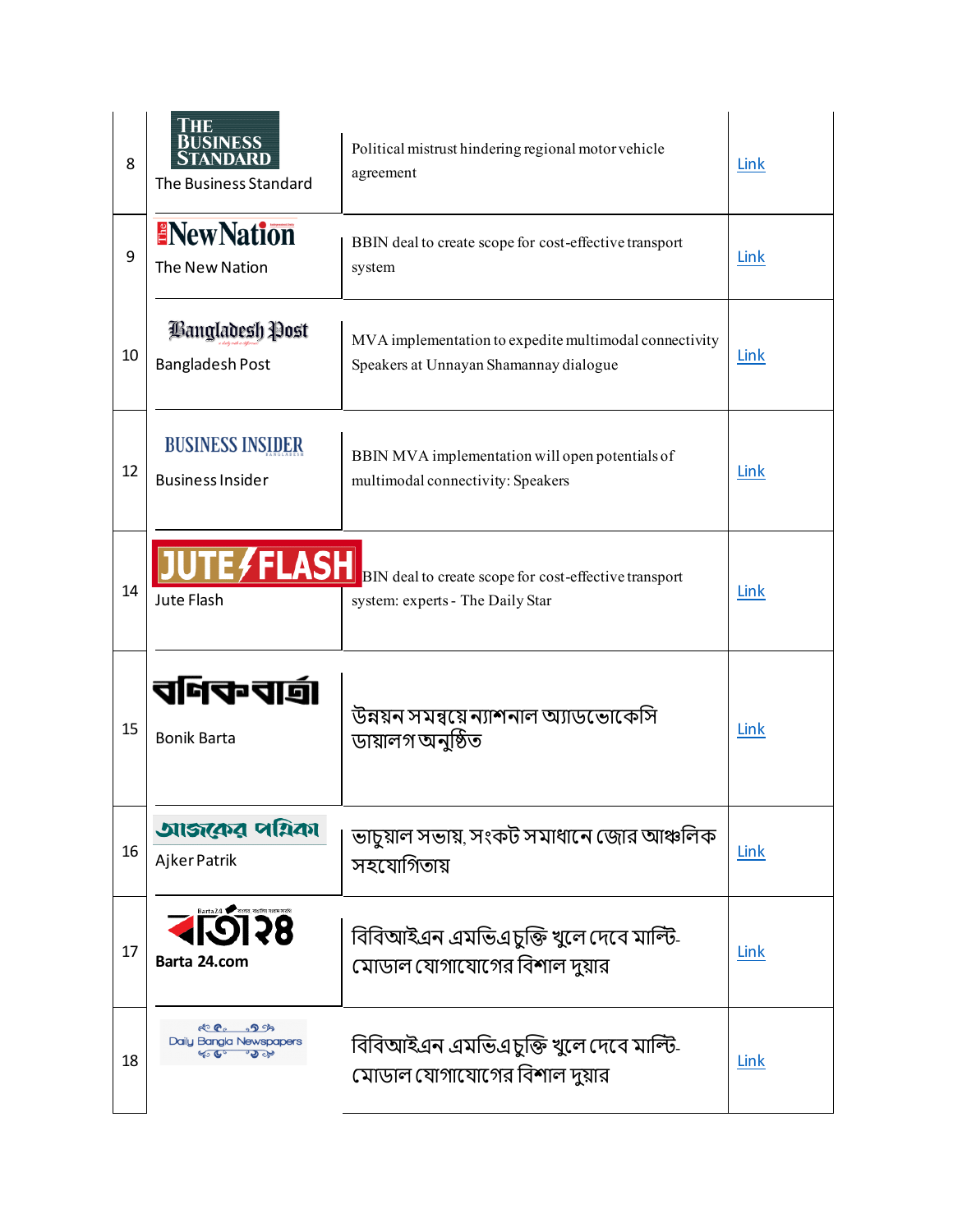| 8 | The Business Standard | Political mistrust hindering regional motor vehicle agreement | Link |
|---|---|---|---|
| 9 | The New Nation | BBIN deal to create scope for cost-effective transport system | Link |
| 10 | Bangladesh Post | MVA implementation to expedite multimodal connectivity Speakers at Unnayan Shamannay dialogue | Link |
| 12 | Business Insider | BBIN MVA implementation will open potentials of multimodal connectivity: Speakers | Link |
| 14 | Jute Flash | BIN deal to create scope for cost-effective transport system: experts - The Daily Star | Link |
| 15 | Bonik Barta | উন্নয়ন সমন্বয়ে ন্যাশনাল অ্যাডভোকেসি ডায়ালগ অনুষ্ঠিত | Link |
| 16 | Ajker Patrik | ভাচুয়াল সভায়, সংকট সমাধানে জোর আঞ্চলিক সহযোগিতায় | Link |
| 17 | Barta 24.com | বিবিআইএন এমভিএ চুক্তি খুলে দেবে মাল্টি-মোডাল যোগাযোগের বিশাল দুয়ার | Link |
| 18 | Daily Bangla Newspapers | বিবিআইএন এমভিএ চুক্তি খুলে দেবে মাল্টি-মোডাল যোগাযোগের বিশাল দুয়ার | Link |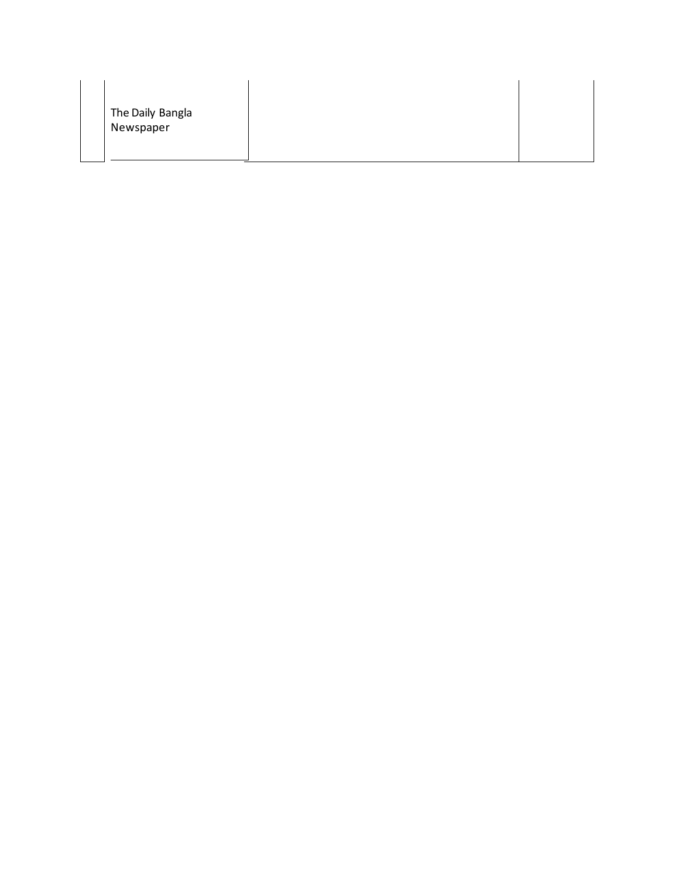| | | | |
|---|---|---|---|
| | The Daily Bangla Newspaper | | |